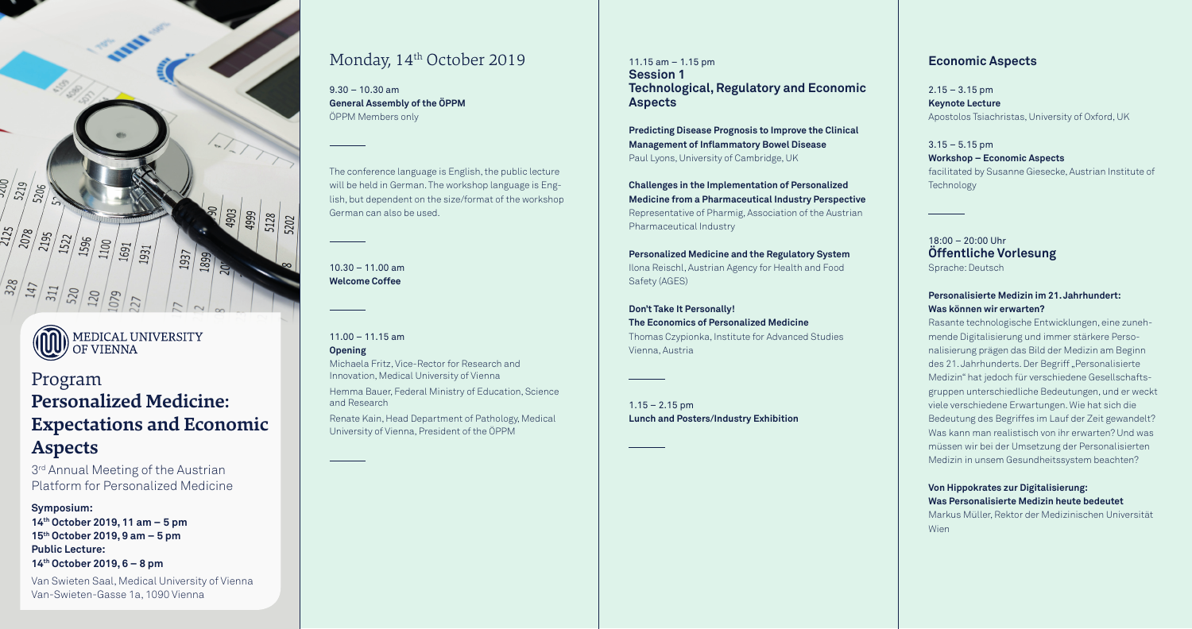MEDICAL UNIVERSITY OF VIENNA

# Program
# Personalized Medicine: Expectations and Economic Aspects

3rd Annual Meeting of the Austrian Platform for Personalized Medicine

**Symposium:**
**14th October 2019, 11 am – 5 pm**
**15th October 2019, 9 am – 5 pm**
**Public Lecture:**
**14th October 2019, 6 – 8 pm**

Van Swieten Saal, Medical University of Vienna
Van-Swieten-Gasse 1a, 1090 Vienna

## Monday, 14th October 2019

9.30 – 10.30 am
**General Assembly of the ÖPPM**
ÖPPM Members only

---

The conference language is English, the public lecture will be held in German. The workshop language is English, but dependent on the size/format of the workshop German can also be used.

---

10.30 – 11.00 am
**Welcome Coffee**

---

11.00 – 11.15 am
**Opening**

Michaela Fritz, Vice-Rector for Research and Innovation, Medical University of Vienna

Hemma Bauer, Federal Ministry of Education, Science and Research

Renate Kain, Head Department of Pathology, Medical University of Vienna, President of the ÖPPM

---

11.15 am – 1.15 pm
### Session 1
### Technological, Regulatory and Economic Aspects

**Predicting Disease Prognosis to Improve the Clinical Management of Inflammatory Bowel Disease**
Paul Lyons, University of Cambridge, UK

**Challenges in the Implementation of Personalized Medicine from a Pharmaceutical Industry Perspective**
Representative of Pharmig, Association of the Austrian Pharmaceutical Industry

**Personalized Medicine and the Regulatory System**
Ilona Reischl, Austrian Agency for Health and Food Safety (AGES)

**Don't Take It Personally!**
**The Economics of Personalized Medicine**
Thomas Czypionka, Institute for Advanced Studies Vienna, Austria

---

1.15 – 2.15 pm
**Lunch and Posters/Industry Exhibition**

---

### Economic Aspects

2.15 – 3.15 pm
**Keynote Lecture**
Apostolos Tsiachristas, University of Oxford, UK

3.15 – 5.15 pm
**Workshop – Economic Aspects**
facilitated by Susanne Giesecke, Austrian Institute of Technology

---

18:00 – 20:00 Uhr
### Öffentliche Vorlesung
Sprache: Deutsch

**Personalisierte Medizin im 21. Jahrhundert: Was können wir erwarten?**

Rasante technologische Entwicklungen, eine zunehmende Digitalisierung und immer stärkere Personalisierung prägen das Bild der Medizin am Beginn des 21. Jahrhunderts. Der Begriff „Personalisierte Medizin" hat jedoch für verschiedene Gesellschaftsgruppen unterschiedliche Bedeutungen, und er weckt viele verschiedene Erwartungen. Wie hat sich die Bedeutung des Begriffes im Lauf der Zeit gewandelt? Was kann man realistisch von ihr erwarten? Und was müssen wir bei der Umsetzung der Personalisierten Medizin in unserm Gesundheitssystem beachten?

**Von Hippokrates zur Digitalisierung: Was Personalisierte Medizin heute bedeutet**
Markus Müller, Rektor der Medizinischen Universität Wien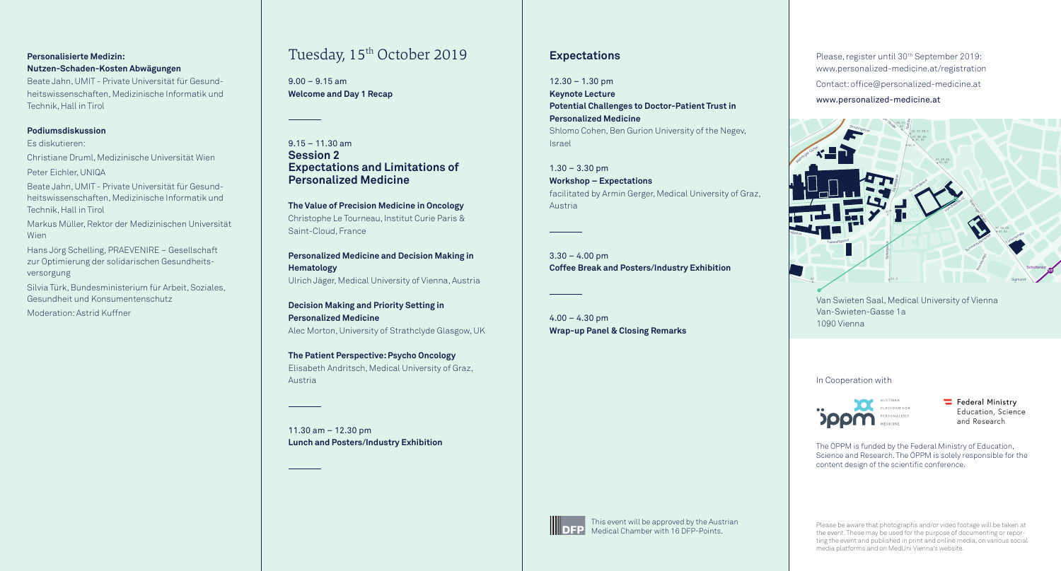**Personalisierte Medizin: Nutzen-Schaden-Kosten Abwägungen**
Beate Jahn, UMIT - Private Universität für Gesundheitswissenschaften, Medizinische Informatik und Technik, Hall in Tirol

**Podiumsdiskussion**

Es diskutieren:

Christiane Druml, Medizinische Universität Wien

Peter Eichler, UNIQA

Beate Jahn, UMIT - Private Universität für Gesundheitswissenschaften, Medizinische Informatik und Technik, Hall in Tirol

Markus Müller, Rektor der Medizinischen Universität Wien

Hans Jörg Schelling, PRAEVENIRE – Gesellschaft zur Optimierung der solidarischen Gesundheitsversorgung

Silvia Türk, Bundesministerium für Arbeit, Soziales, Gesundheit und Konsumentenschutz

Moderation: Astrid Kuffner

# Tuesday, 15th October 2019

9.00 – 9.15 am
**Welcome and Day 1 Recap**

9.15 – 11.30 am
## Session 2
## Expectations and Limitations of Personalized Medicine

**The Value of Precision Medicine in Oncology**
Christophe Le Tourneau, Institut Curie Paris & Saint-Cloud, France

**Personalized Medicine and Decision Making in Hematology**
Ulrich Jäger, Medical University of Vienna, Austria

**Decision Making and Priority Setting in Personalized Medicine**
Alec Morton, University of Strathclyde Glasgow, UK

**The Patient Perspective: Psycho Oncology**
Elisabeth Andritsch, Medical University of Graz, Austria

11.30 am – 12.30 pm
**Lunch and Posters/Industry Exhibition**

## Expectations

12.30 – 1.30 pm
**Keynote Lecture**
**Potential Challenges to Doctor-Patient Trust in Personalized Medicine**
Shlomo Cohen, Ben Gurion University of the Negev, Israel

1.30 – 3.30 pm
**Workshop – Expectations**
facilitated by Armin Gerger, Medical University of Graz, Austria

3.30 – 4.00 pm
**Coffee Break and Posters/Industry Exhibition**

4.00 – 4.30 pm
**Wrap-up Panel & Closing Remarks**

This event will be approved by the Austrian Medical Chamber with 16 DFP-Points.

Please, register until 30th September 2019:
www.personalized-medicine.at/registration

Contact: office@personalized-medicine.at

www.personalized-medicine.at

Van Swieten Saal, Medical University of Vienna
Van-Swieten-Gasse 1a
1090 Vienna

In Cooperation with

ÖPPM Austrian Platform for Personalized Medicine

Federal Ministry Education, Science and Research

The ÖPPM is funded by the Federal Ministry of Education, Science and Research. The ÖPPM is solely responsible for the content design of the scientific conference.

Please be aware that photographs and/or video footage will be taken at the event. These may be used for the purpose of documenting or reporting the event and published in print and online media, on various social media platforms and on MedUni Vienna's website.